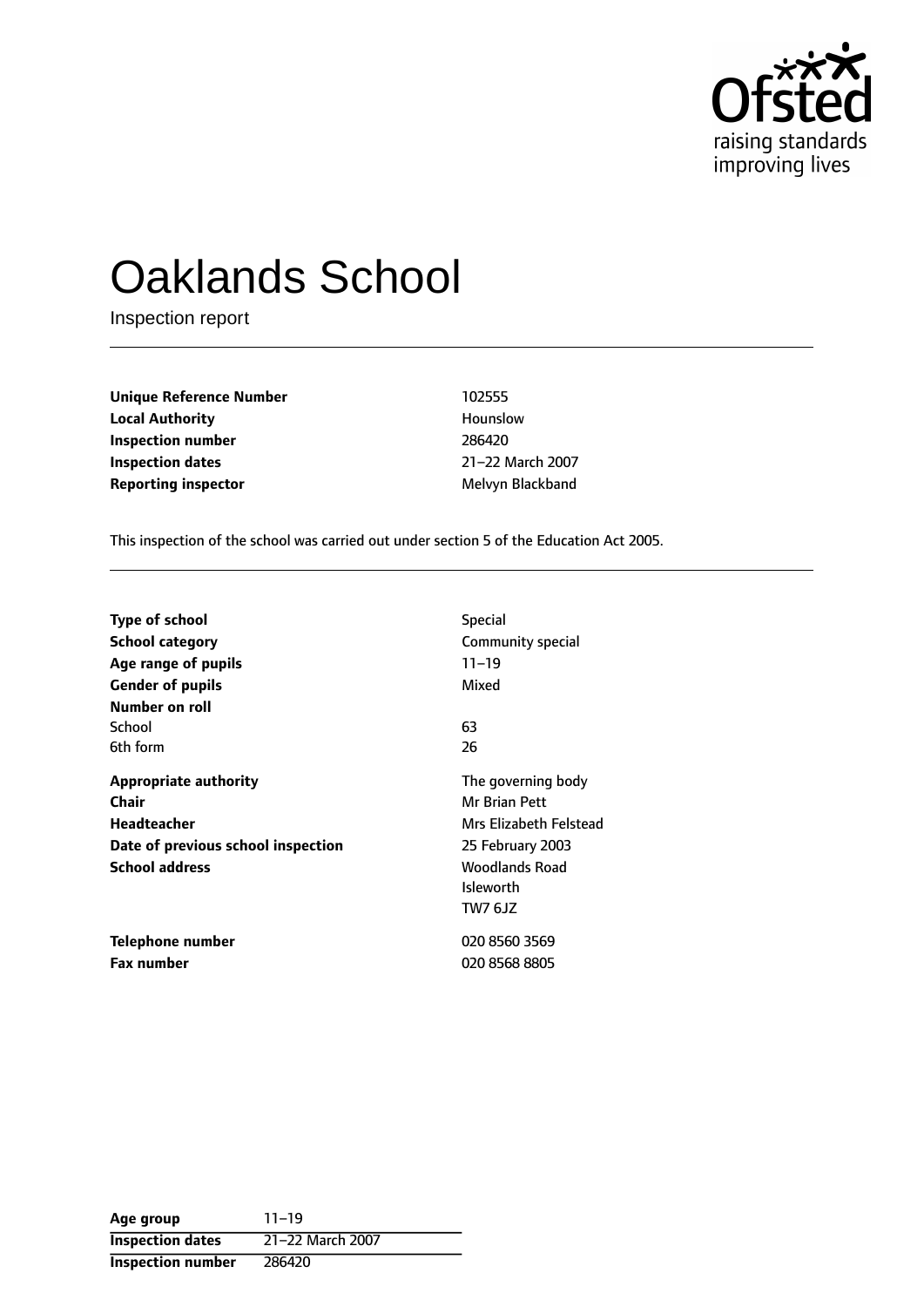# Oaklands School

Inspection report

| | |
|---|---|
| **Unique Reference Number** | 102555 |
| **Local Authority** | Hounslow |
| **Inspection number** | 286420 |
| **Inspection dates** | 21–22 March 2007 |
| **Reporting inspector** | Melvyn Blackband |

This inspection of the school was carried out under section 5 of the Education Act 2005.

| | |
|---|---|
| **Type of school** | Special |
| **School category** | Community special |
| **Age range of pupils** | 11–19 |
| **Gender of pupils** | Mixed |
| **Number on roll** | |
| School | 63 |
| 6th form | 26 |
| **Appropriate authority** | The governing body |
| **Chair** | Mr Brian Pett |
| **Headteacher** | Mrs Elizabeth Felstead |
| **Date of previous school inspection** | 25 February 2003 |
| **School address** | Woodlands Road<br>Isleworth<br>TW7 6JZ |
| **Telephone number** | 020 8560 3569 |
| **Fax number** | 020 8568 8805 |

| | |
|---|---|
| **Age group** | 11–19 |
| **Inspection dates** | 21–22 March 2007 |
| **Inspection number** | 286420 |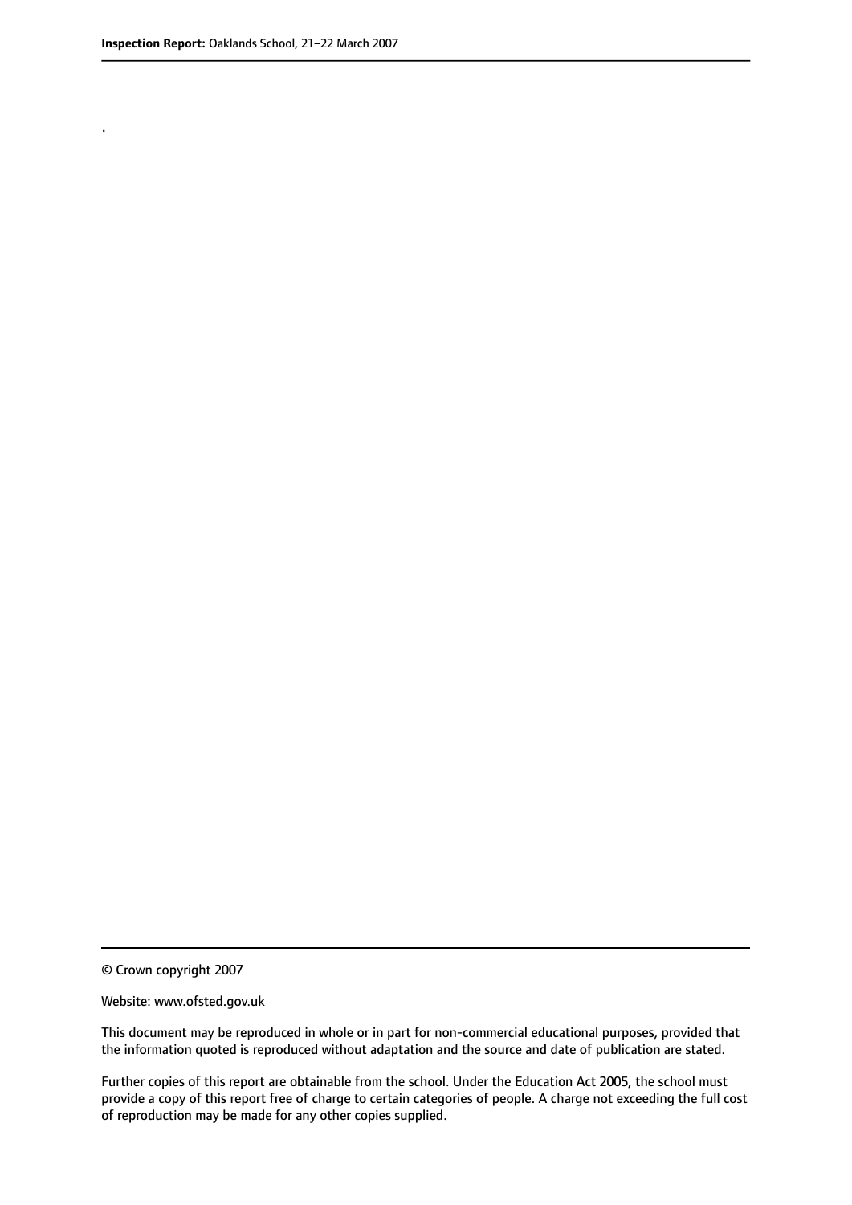.

© Crown copyright 2007

Website: www.ofsted.gov.uk

This document may be reproduced in whole or in part for non-commercial educational purposes, provided that the information quoted is reproduced without adaptation and the source and date of publication are stated.

Further copies of this report are obtainable from the school. Under the Education Act 2005, the school must provide a copy of this report free of charge to certain categories of people. A charge not exceeding the full cost of reproduction may be made for any other copies supplied.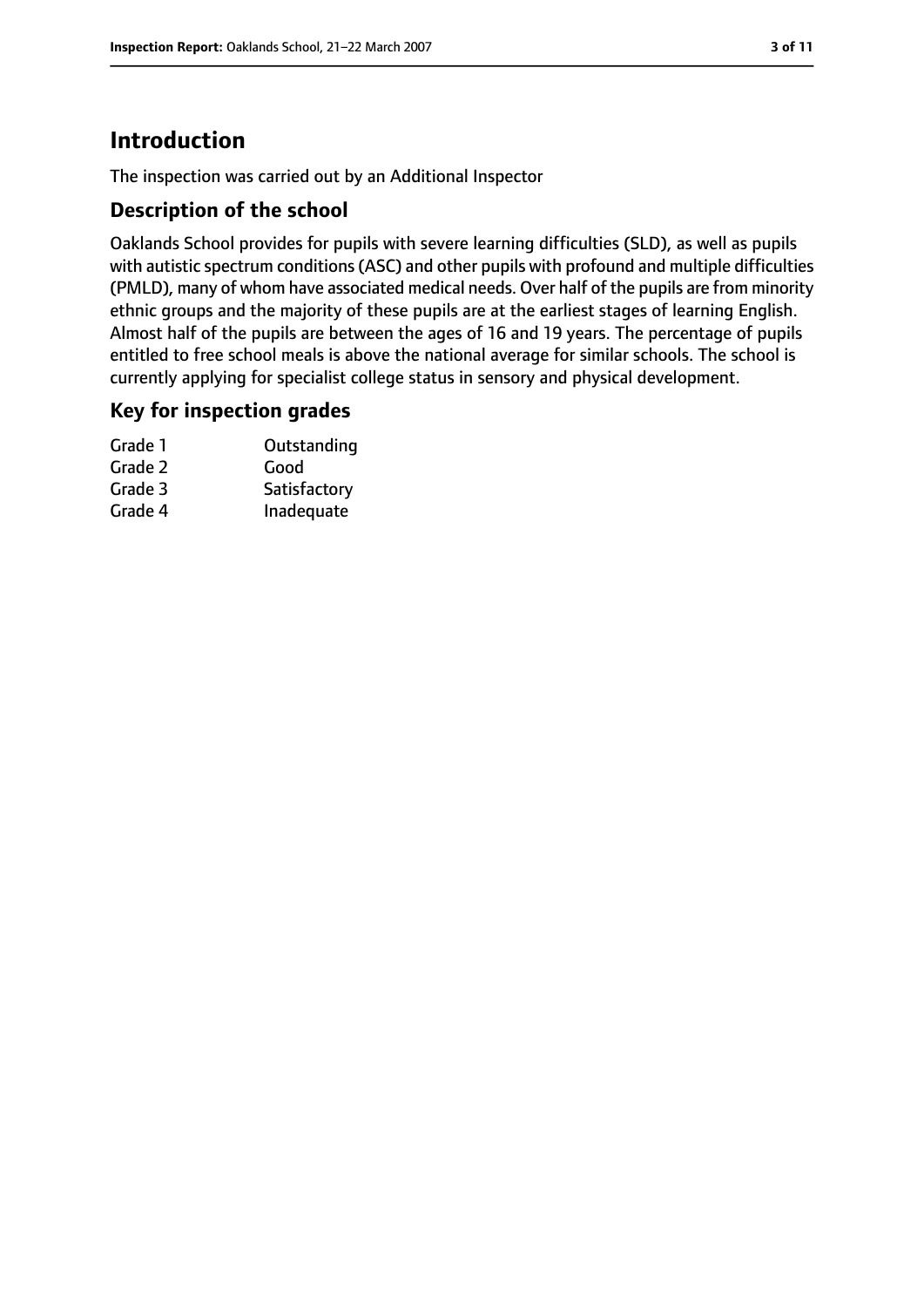# Introduction

The inspection was carried out by an Additional Inspector

## Description of the school

Oaklands School provides for pupils with severe learning difficulties (SLD), as well as pupils with autistic spectrum conditions (ASC) and other pupils with profound and multiple difficulties (PMLD), many of whom have associated medical needs. Over half of the pupils are from minority ethnic groups and the majority of these pupils are at the earliest stages of learning English. Almost half of the pupils are between the ages of 16 and 19 years. The percentage of pupils entitled to free school meals is above the national average for similar schools. The school is currently applying for specialist college status in sensory and physical development.

## Key for inspection grades

| | |
|---|---|
| Grade 1 | Outstanding |
| Grade 2 | Good |
| Grade 3 | Satisfactory |
| Grade 4 | Inadequate |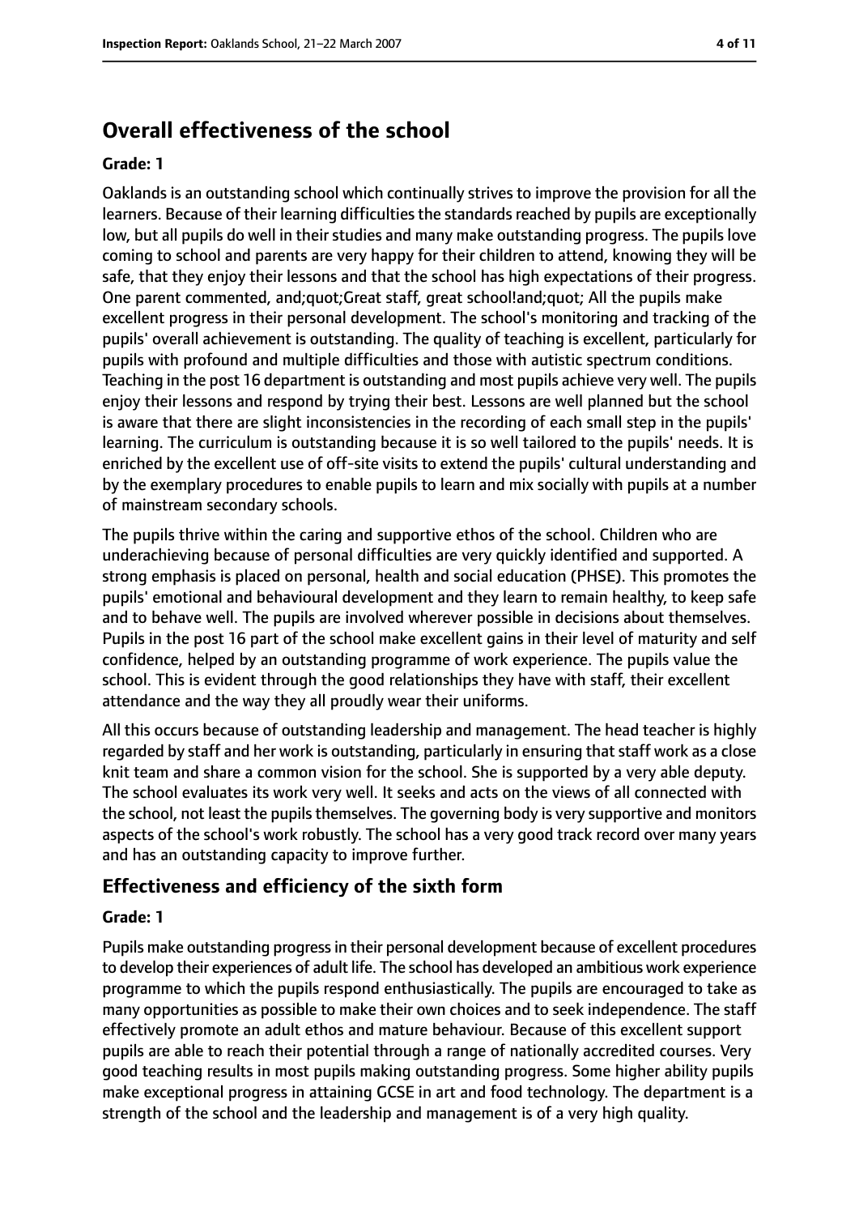## Overall effectiveness of the school

### Grade: 1

Oaklands is an outstanding school which continually strives to improve the provision for all the learners. Because of their learning difficulties the standards reached by pupils are exceptionally low, but all pupils do well in their studies and many make outstanding progress. The pupils love coming to school and parents are very happy for their children to attend, knowing they will be safe, that they enjoy their lessons and that the school has high expectations of their progress. One parent commented, and;quot;Great staff, great school!and;quot; All the pupils make excellent progress in their personal development. The school's monitoring and tracking of the pupils' overall achievement is outstanding. The quality of teaching is excellent, particularly for pupils with profound and multiple difficulties and those with autistic spectrum conditions. Teaching in the post 16 department is outstanding and most pupils achieve very well. The pupils enjoy their lessons and respond by trying their best. Lessons are well planned but the school is aware that there are slight inconsistencies in the recording of each small step in the pupils' learning. The curriculum is outstanding because it is so well tailored to the pupils' needs. It is enriched by the excellent use of off-site visits to extend the pupils' cultural understanding and by the exemplary procedures to enable pupils to learn and mix socially with pupils at a number of mainstream secondary schools.

The pupils thrive within the caring and supportive ethos of the school. Children who are underachieving because of personal difficulties are very quickly identified and supported. A strong emphasis is placed on personal, health and social education (PHSE). This promotes the pupils' emotional and behavioural development and they learn to remain healthy, to keep safe and to behave well. The pupils are involved wherever possible in decisions about themselves. Pupils in the post 16 part of the school make excellent gains in their level of maturity and self confidence, helped by an outstanding programme of work experience. The pupils value the school. This is evident through the good relationships they have with staff, their excellent attendance and the way they all proudly wear their uniforms.

All this occurs because of outstanding leadership and management. The head teacher is highly regarded by staff and her work is outstanding, particularly in ensuring that staff work as a close knit team and share a common vision for the school. She is supported by a very able deputy. The school evaluates its work very well. It seeks and acts on the views of all connected with the school, not least the pupils themselves. The governing body is very supportive and monitors aspects of the school's work robustly. The school has a very good track record over many years and has an outstanding capacity to improve further.

## Effectiveness and efficiency of the sixth form

### Grade: 1

Pupils make outstanding progress in their personal development because of excellent procedures to develop their experiences of adult life. The school has developed an ambitious work experience programme to which the pupils respond enthusiastically. The pupils are encouraged to take as many opportunities as possible to make their own choices and to seek independence. The staff effectively promote an adult ethos and mature behaviour. Because of this excellent support pupils are able to reach their potential through a range of nationally accredited courses. Very good teaching results in most pupils making outstanding progress. Some higher ability pupils make exceptional progress in attaining GCSE in art and food technology. The department is a strength of the school and the leadership and management is of a very high quality.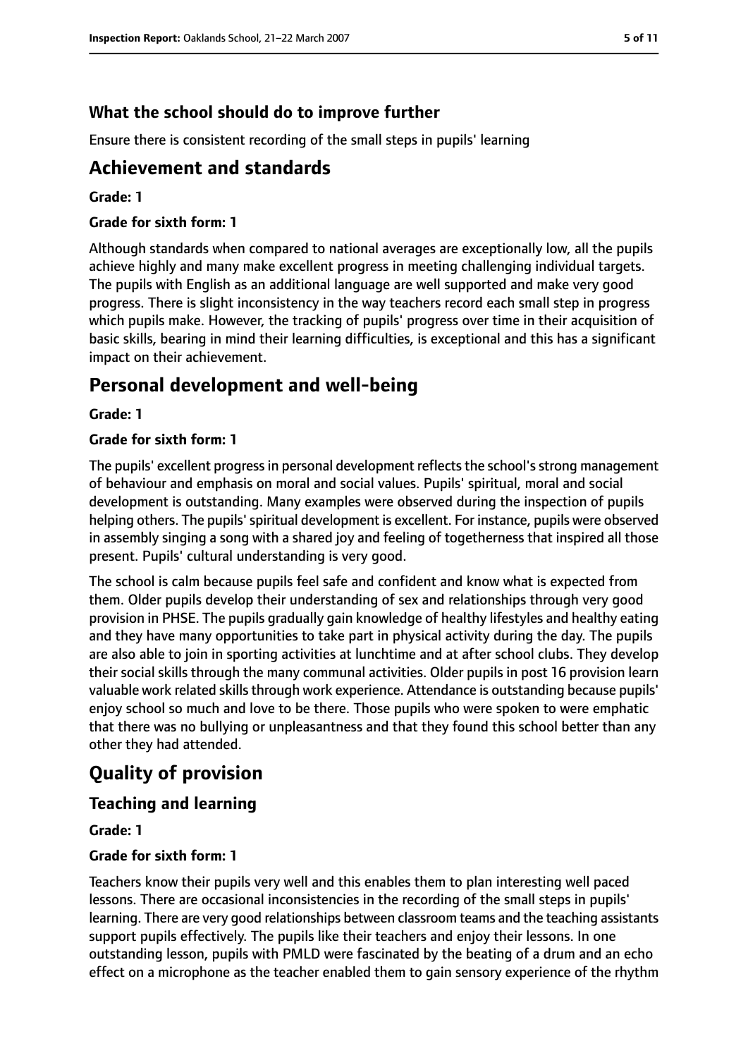### What the school should do to improve further

Ensure there is consistent recording of the small steps in pupils' learning

## Achievement and standards

**Grade: 1**

**Grade for sixth form: 1**

Although standards when compared to national averages are exceptionally low, all the pupils achieve highly and many make excellent progress in meeting challenging individual targets. The pupils with English as an additional language are well supported and make very good progress. There is slight inconsistency in the way teachers record each small step in progress which pupils make. However, the tracking of pupils' progress over time in their acquisition of basic skills, bearing in mind their learning difficulties, is exceptional and this has a significant impact on their achievement.

## Personal development and well-being

**Grade: 1**

**Grade for sixth form: 1**

The pupils' excellent progress in personal development reflects the school's strong management of behaviour and emphasis on moral and social values. Pupils' spiritual, moral and social development is outstanding. Many examples were observed during the inspection of pupils helping others. The pupils' spiritual development is excellent. For instance, pupils were observed in assembly singing a song with a shared joy and feeling of togetherness that inspired all those present. Pupils' cultural understanding is very good.

The school is calm because pupils feel safe and confident and know what is expected from them. Older pupils develop their understanding of sex and relationships through very good provision in PHSE. The pupils gradually gain knowledge of healthy lifestyles and healthy eating and they have many opportunities to take part in physical activity during the day. The pupils are also able to join in sporting activities at lunchtime and at after school clubs. They develop their social skills through the many communal activities. Older pupils in post 16 provision learn valuable work related skills through work experience. Attendance is outstanding because pupils' enjoy school so much and love to be there. Those pupils who were spoken to were emphatic that there was no bullying or unpleasantness and that they found this school better than any other they had attended.

# Quality of provision

## Teaching and learning

**Grade: 1**

**Grade for sixth form: 1**

Teachers know their pupils very well and this enables them to plan interesting well paced lessons. There are occasional inconsistencies in the recording of the small steps in pupils' learning. There are very good relationships between classroom teams and the teaching assistants support pupils effectively. The pupils like their teachers and enjoy their lessons. In one outstanding lesson, pupils with PMLD were fascinated by the beating of a drum and an echo effect on a microphone as the teacher enabled them to gain sensory experience of the rhythm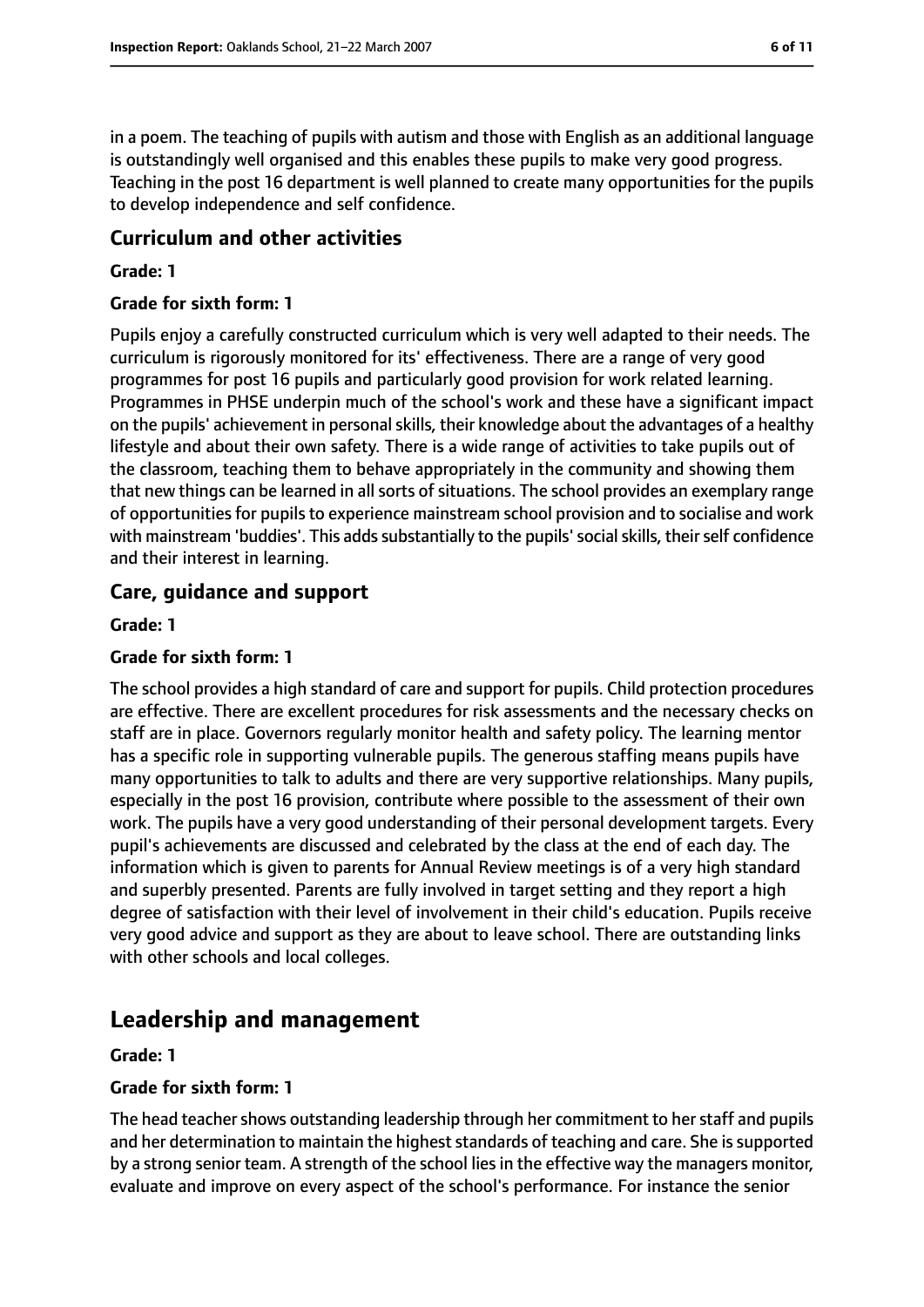in a poem. The teaching of pupils with autism and those with English as an additional language is outstandingly well organised and this enables these pupils to make very good progress. Teaching in the post 16 department is well planned to create many opportunities for the pupils to develop independence and self confidence.

### Curriculum and other activities

**Grade: 1**

**Grade for sixth form: 1**

Pupils enjoy a carefully constructed curriculum which is very well adapted to their needs. The curriculum is rigorously monitored for its' effectiveness. There are a range of very good programmes for post 16 pupils and particularly good provision for work related learning. Programmes in PHSE underpin much of the school's work and these have a significant impact on the pupils' achievement in personal skills, their knowledge about the advantages of a healthy lifestyle and about their own safety. There is a wide range of activities to take pupils out of the classroom, teaching them to behave appropriately in the community and showing them that new things can be learned in all sorts of situations. The school provides an exemplary range of opportunities for pupils to experience mainstream school provision and to socialise and work with mainstream 'buddies'. This adds substantially to the pupils' social skills, their self confidence and their interest in learning.

### Care, guidance and support

**Grade: 1**

**Grade for sixth form: 1**

The school provides a high standard of care and support for pupils. Child protection procedures are effective. There are excellent procedures for risk assessments and the necessary checks on staff are in place. Governors regularly monitor health and safety policy. The learning mentor has a specific role in supporting vulnerable pupils. The generous staffing means pupils have many opportunities to talk to adults and there are very supportive relationships. Many pupils, especially in the post 16 provision, contribute where possible to the assessment of their own work. The pupils have a very good understanding of their personal development targets. Every pupil's achievements are discussed and celebrated by the class at the end of each day. The information which is given to parents for Annual Review meetings is of a very high standard and superbly presented. Parents are fully involved in target setting and they report a high degree of satisfaction with their level of involvement in their child's education. Pupils receive very good advice and support as they are about to leave school. There are outstanding links with other schools and local colleges.

## Leadership and management

**Grade: 1**

**Grade for sixth form: 1**

The head teacher shows outstanding leadership through her commitment to her staff and pupils and her determination to maintain the highest standards of teaching and care. She is supported by a strong senior team. A strength of the school lies in the effective way the managers monitor, evaluate and improve on every aspect of the school's performance. For instance the senior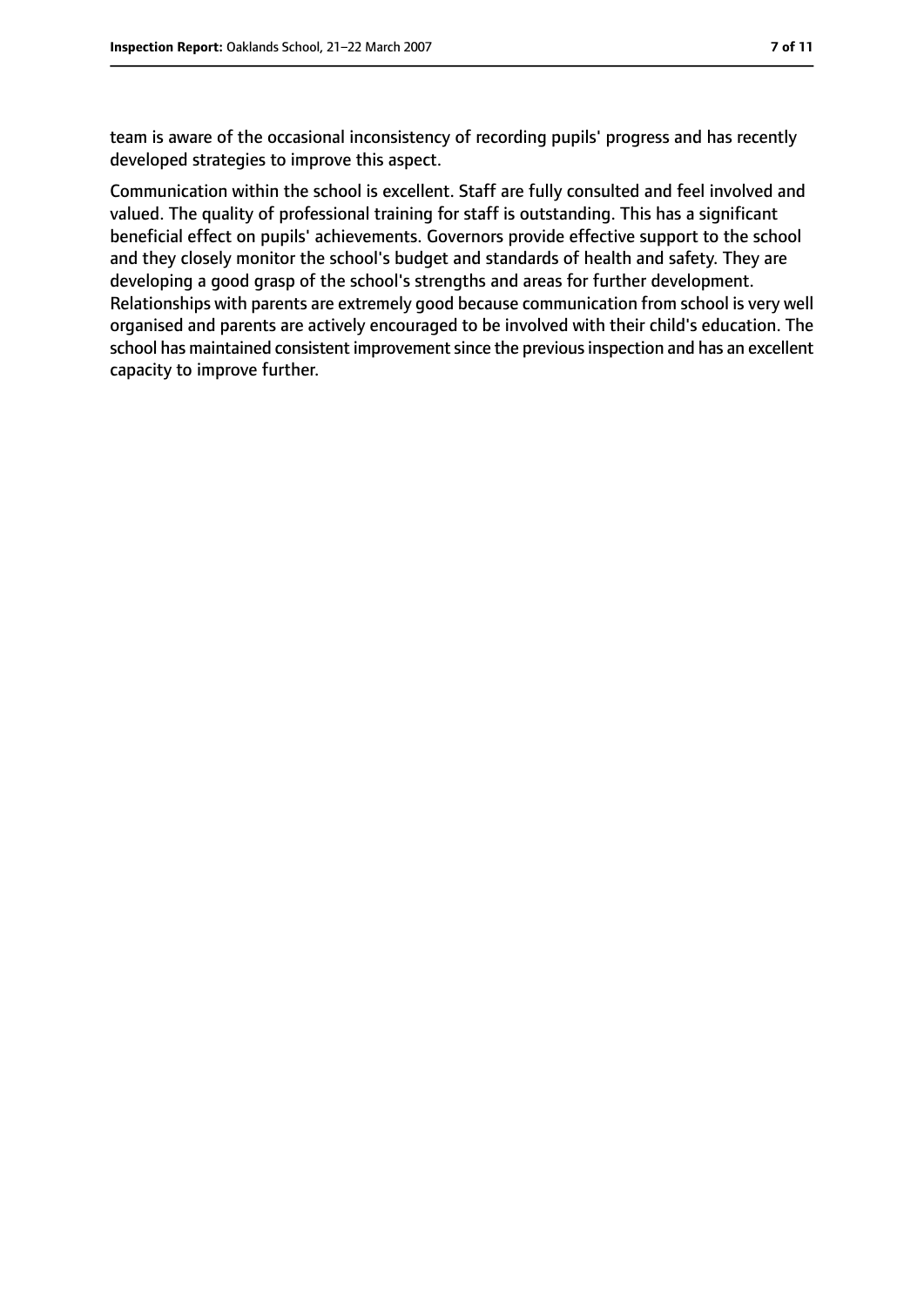team is aware of the occasional inconsistency of recording pupils' progress and has recently developed strategies to improve this aspect.

Communication within the school is excellent. Staff are fully consulted and feel involved and valued. The quality of professional training for staff is outstanding. This has a significant beneficial effect on pupils' achievements. Governors provide effective support to the school and they closely monitor the school's budget and standards of health and safety. They are developing a good grasp of the school's strengths and areas for further development. Relationships with parents are extremely good because communication from school is very well organised and parents are actively encouraged to be involved with their child's education. The school has maintained consistent improvement since the previous inspection and has an excellent capacity to improve further.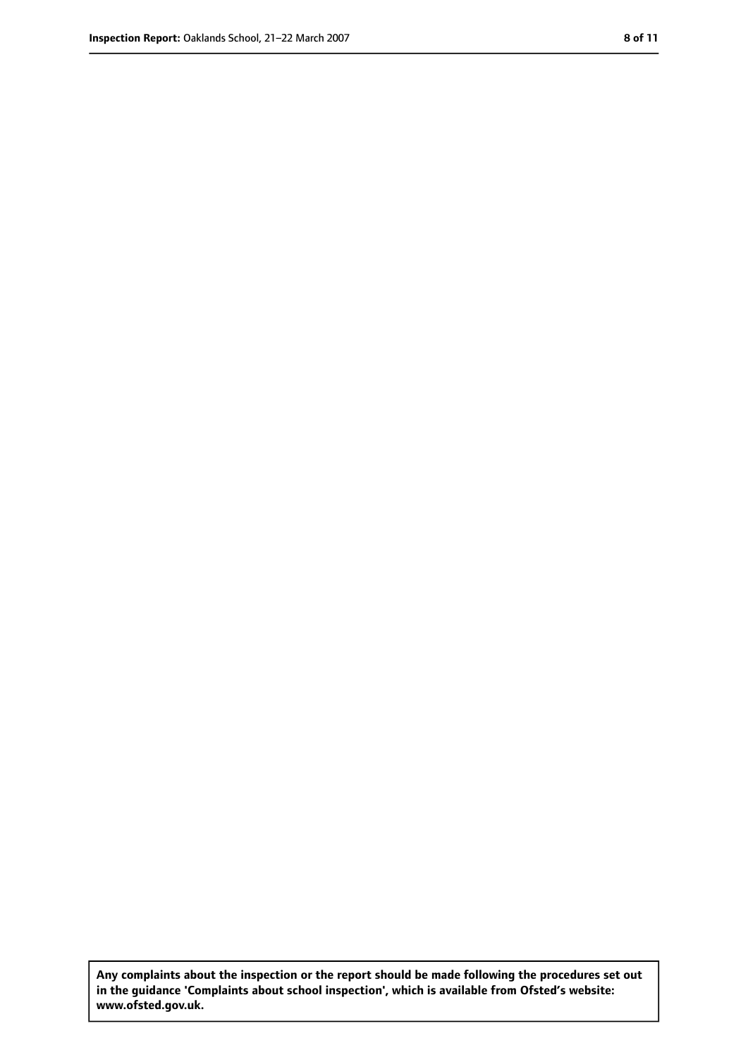**Any complaints about the inspection or the report should be made following the procedures set out in the guidance 'Complaints about school inspection', which is available from Ofsted's website: www.ofsted.gov.uk.**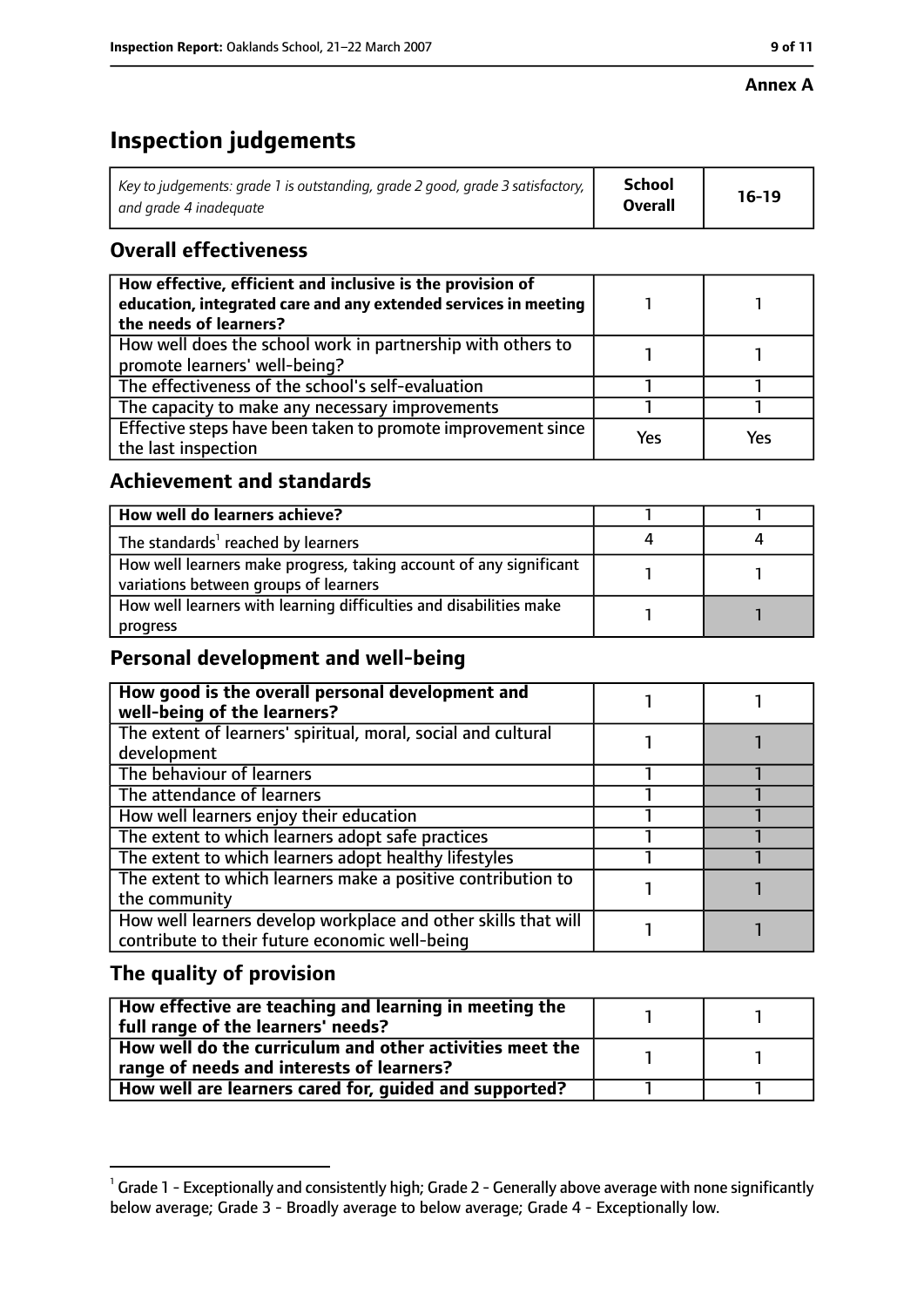**Annex A**

# Inspection judgements

| Key to judgements: grade 1 is outstanding, grade 2 good, grade 3 satisfactory, and grade 4 inadequate | School Overall | 16-19 |
|---|---|---|

## Overall effectiveness

| | | |
|---|---|---|
| How effective, efficient and inclusive is the provision of education, integrated care and any extended services in meeting the needs of learners? | 1 | 1 |
| How well does the school work in partnership with others to promote learners' well-being? | 1 | 1 |
| The effectiveness of the school's self-evaluation | 1 | 1 |
| The capacity to make any necessary improvements | 1 | 1 |
| Effective steps have been taken to promote improvement since the last inspection | Yes | Yes |

## Achievement and standards

| | | |
|---|---|---|
| How well do learners achieve? | 1 | 1 |
| The standards[1] reached by learners | 4 | 4 |
| How well learners make progress, taking account of any significant variations between groups of learners | 1 | 1 |
| How well learners with learning difficulties and disabilities make progress | 1 | 1 |

## Personal development and well-being

| | | |
|---|---|---|
| How good is the overall personal development and well-being of the learners? | 1 | 1 |
| The extent of learners' spiritual, moral, social and cultural development | 1 | 1 |
| The behaviour of learners | 1 | 1 |
| The attendance of learners | 1 | 1 |
| How well learners enjoy their education | 1 | 1 |
| The extent to which learners adopt safe practices | 1 | 1 |
| The extent to which learners adopt healthy lifestyles | 1 | 1 |
| The extent to which learners make a positive contribution to the community | 1 | 1 |
| How well learners develop workplace and other skills that will contribute to their future economic well-being | 1 | 1 |

## The quality of provision

| | | |
|---|---|---|
| How effective are teaching and learning in meeting the full range of the learners' needs? | 1 | 1 |
| How well do the curriculum and other activities meet the range of needs and interests of learners? | 1 | 1 |
| How well are learners cared for, guided and supported? | 1 | 1 |

[1] Grade 1 - Exceptionally and consistently high; Grade 2 - Generally above average with none significantly below average; Grade 3 - Broadly average to below average; Grade 4 - Exceptionally low.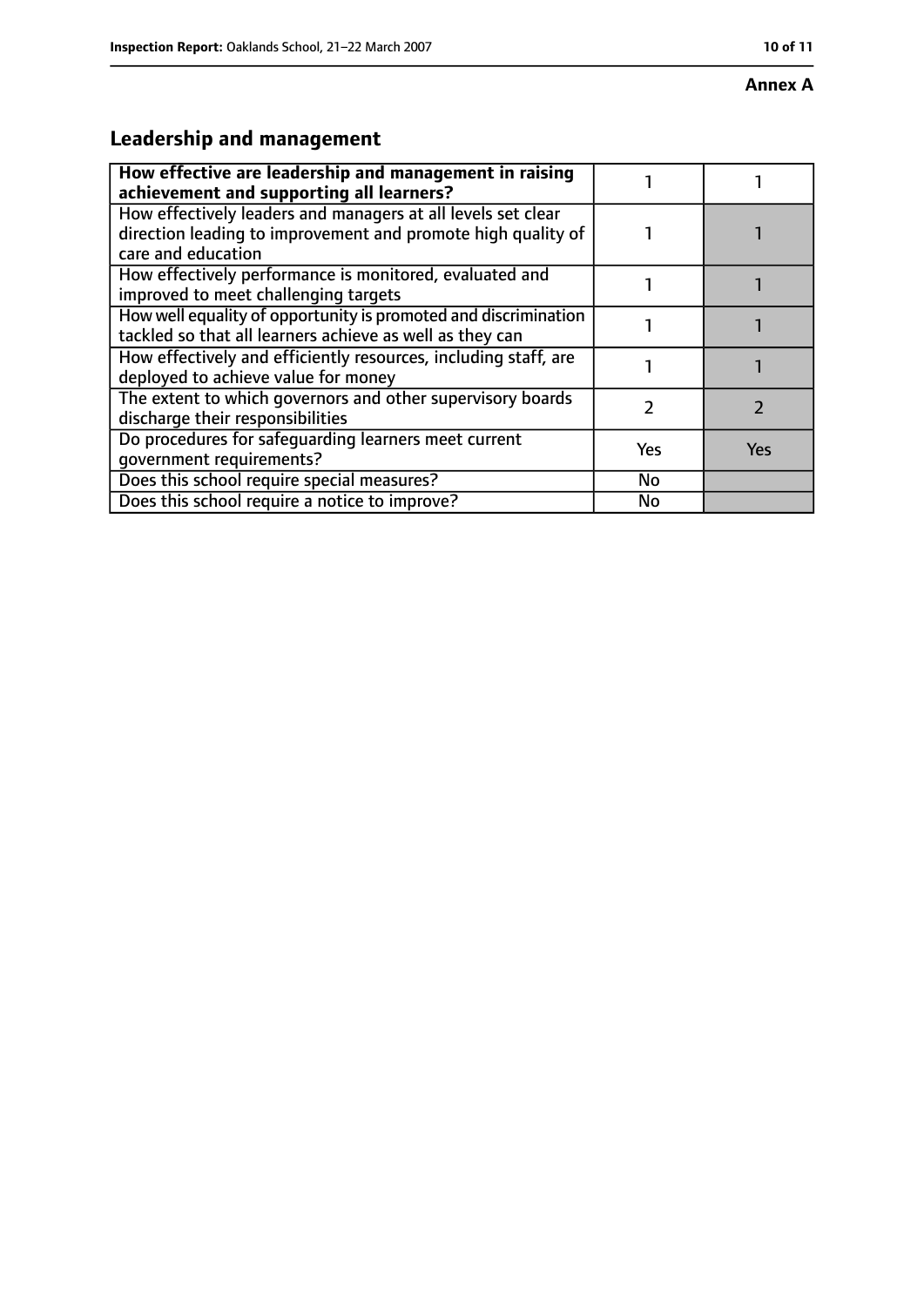**Annex A**

## Leadership and management

| **How effective are leadership and management in raising achievement and supporting all learners?** | 1 | 1 |
|---|---|---|
| How effectively leaders and managers at all levels set clear direction leading to improvement and promote high quality of care and education | 1 | 1 |
| How effectively performance is monitored, evaluated and improved to meet challenging targets | 1 | 1 |
| How well equality of opportunity is promoted and discrimination tackled so that all learners achieve as well as they can | 1 | 1 |
| How effectively and efficiently resources, including staff, are deployed to achieve value for money | 1 | 1 |
| The extent to which governors and other supervisory boards discharge their responsibilities | 2 | 2 |
| Do procedures for safeguarding learners meet current government requirements? | Yes | Yes |
| Does this school require special measures? | No | |
| Does this school require a notice to improve? | No | |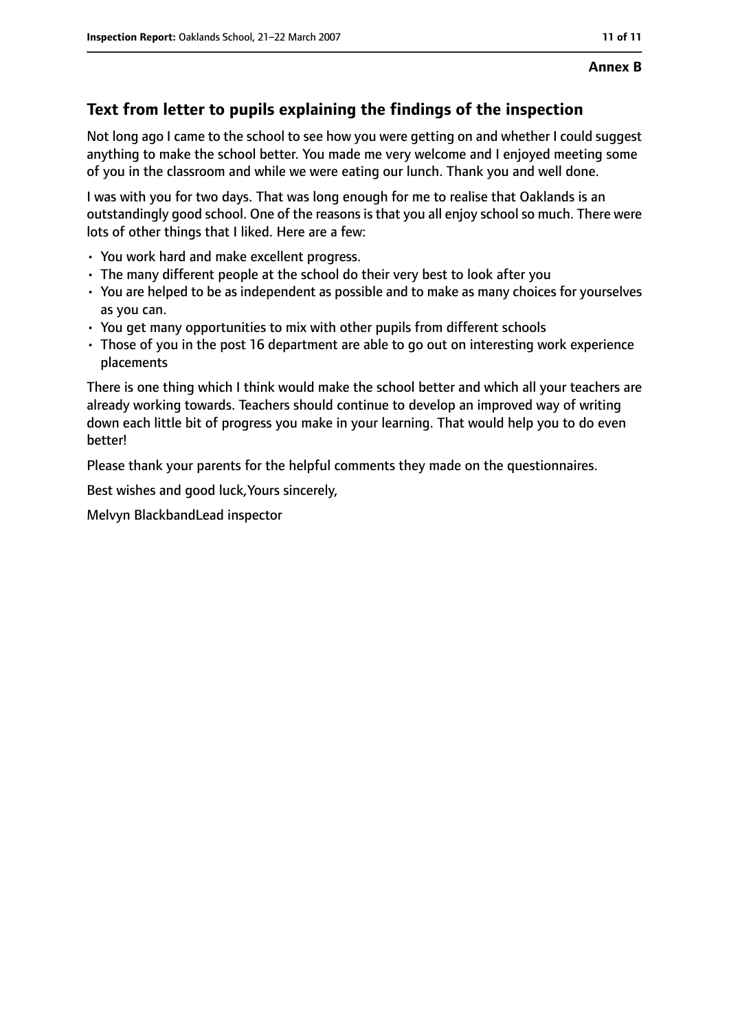**Annex B**

## Text from letter to pupils explaining the findings of the inspection

Not long ago I came to the school to see how you were getting on and whether I could suggest anything to make the school better. You made me very welcome and I enjoyed meeting some of you in the classroom and while we were eating our lunch. Thank you and well done.

I was with you for two days. That was long enough for me to realise that Oaklands is an outstandingly good school. One of the reasons is that you all enjoy school so much. There were lots of other things that I liked. Here are a few:

- You work hard and make excellent progress.
- The many different people at the school do their very best to look after you
- You are helped to be as independent as possible and to make as many choices for yourselves as you can.
- You get many opportunities to mix with other pupils from different schools
- Those of you in the post 16 department are able to go out on interesting work experience placements

There is one thing which I think would make the school better and which all your teachers are already working towards. Teachers should continue to develop an improved way of writing down each little bit of progress you make in your learning. That would help you to do even better!

Please thank your parents for the helpful comments they made on the questionnaires.

Best wishes and good luck,Yours sincerely,

Melvyn BlackbandLead inspector